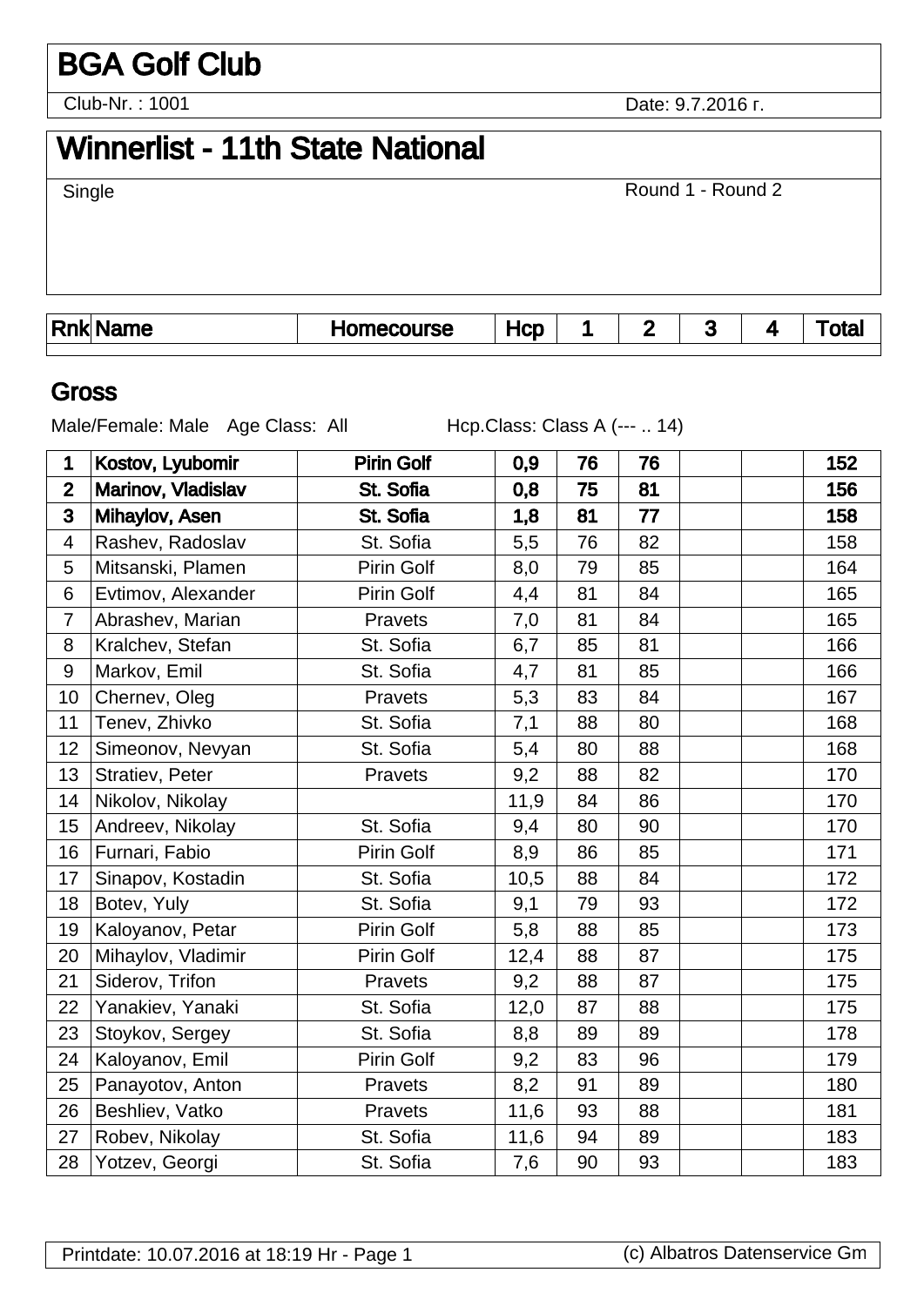# BGA Golf Club

Club-Nr. : 1001

Date: 9.7.2016 r.

# Winnerlist - 11th State National

Single

Round 1 - Round 2

## Gross

Male/Female: Male   Age Class: All   Hcp.Class: Class A (--- .. 14)

| Rnk | Name | Homecourse | Hcp | 1 | 2 | 3 | 4 | Total |
|---|---|---|---|---|---|---|---|---|
| **1** | **Kostov, Lyubomir** | **Pirin Golf** | **0,9** | **76** | **76** | | | **152** |
| **2** | **Marinov, Vladislav** | **St. Sofia** | **0,8** | **75** | **81** | | | **156** |
| **3** | **Mihaylov, Asen** | **St. Sofia** | **1,8** | **81** | **77** | | | **158** |
| 4 | Rashev, Radoslav | St. Sofia | 5,5 | 76 | 82 | | | 158 |
| 5 | Mitsanski, Plamen | Pirin Golf | 8,0 | 79 | 85 | | | 164 |
| 6 | Evtimov, Alexander | Pirin Golf | 4,4 | 81 | 84 | | | 165 |
| 7 | Abrashev, Marian | Pravets | 7,0 | 81 | 84 | | | 165 |
| 8 | Kralchev, Stefan | St. Sofia | 6,7 | 85 | 81 | | | 166 |
| 9 | Markov, Emil | St. Sofia | 4,7 | 81 | 85 | | | 166 |
| 10 | Chernev, Oleg | Pravets | 5,3 | 83 | 84 | | | 167 |
| 11 | Tenev, Zhivko | St. Sofia | 7,1 | 88 | 80 | | | 168 |
| 12 | Simeonov, Nevyan | St. Sofia | 5,4 | 80 | 88 | | | 168 |
| 13 | Stratiev, Peter | Pravets | 9,2 | 88 | 82 | | | 170 |
| 14 | Nikolov, Nikolay | | 11,9 | 84 | 86 | | | 170 |
| 15 | Andreev, Nikolay | St. Sofia | 9,4 | 80 | 90 | | | 170 |
| 16 | Furnari, Fabio | Pirin Golf | 8,9 | 86 | 85 | | | 171 |
| 17 | Sinapov, Kostadin | St. Sofia | 10,5 | 88 | 84 | | | 172 |
| 18 | Botev, Yuly | St. Sofia | 9,1 | 79 | 93 | | | 172 |
| 19 | Kaloyanov, Petar | Pirin Golf | 5,8 | 88 | 85 | | | 173 |
| 20 | Mihaylov, Vladimir | Pirin Golf | 12,4 | 88 | 87 | | | 175 |
| 21 | Siderov, Trifon | Pravets | 9,2 | 88 | 87 | | | 175 |
| 22 | Yanakiev, Yanaki | St. Sofia | 12,0 | 87 | 88 | | | 175 |
| 23 | Stoykov, Sergey | St. Sofia | 8,8 | 89 | 89 | | | 178 |
| 24 | Kaloyanov, Emil | Pirin Golf | 9,2 | 83 | 96 | | | 179 |
| 25 | Panayotov, Anton | Pravets | 8,2 | 91 | 89 | | | 180 |
| 26 | Beshliev, Vatko | Pravets | 11,6 | 93 | 88 | | | 181 |
| 27 | Robev, Nikolay | St. Sofia | 11,6 | 94 | 89 | | | 183 |
| 28 | Yotzev, Georgi | St. Sofia | 7,6 | 90 | 93 | | | 183 |

Printdate: 10.07.2016 at 18:19 Hr - Page 1

(c) Albatros Datenservice Gm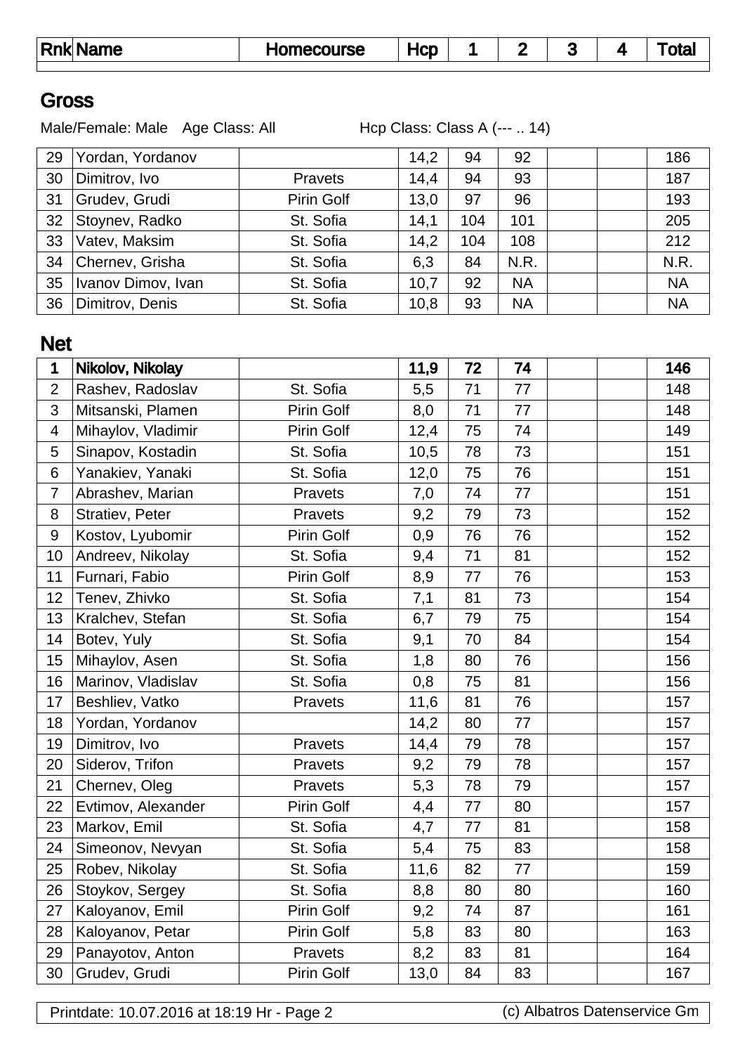| Rnk | Name | Homecourse | Hcp | 1 | 2 | 3 | 4 | Total |
|---|---|---|---|---|---|---|---|---|

## Gross

Male/Female: Male Age Class: All Hcp Class: Class A (--- .. 14)

| Rnk | Name | Homecourse | Hcp | 1 | 2 | 3 | 4 | Total |
|---|---|---|---|---|---|---|---|---|
| 29 | Yordan, Yordanov | | 14,2 | 94 | 92 | | | 186 |
| 30 | Dimitrov, Ivo | Pravets | 14,4 | 94 | 93 | | | 187 |
| 31 | Grudev, Grudi | Pirin Golf | 13,0 | 97 | 96 | | | 193 |
| 32 | Stoynev, Radko | St. Sofia | 14,1 | 104 | 101 | | | 205 |
| 33 | Vatev, Maksim | St. Sofia | 14,2 | 104 | 108 | | | 212 |
| 34 | Chernev, Grisha | St. Sofia | 6,3 | 84 | N.R. | | | N.R. |
| 35 | Ivanov Dimov, Ivan | St. Sofia | 10,7 | 92 | NA | | | NA |
| 36 | Dimitrov, Denis | St. Sofia | 10,8 | 93 | NA | | | NA |

## Net

| Rnk | Name | Homecourse | Hcp | 1 | 2 | 3 | 4 | Total |
|---|---|---|---|---|---|---|---|---|
| **1** | **Nikolov, Nikolay** | | **11,9** | **72** | **74** | | | **146** |
| 2 | Rashev, Radoslav | St. Sofia | 5,5 | 71 | 77 | | | 148 |
| 3 | Mitsanski, Plamen | Pirin Golf | 8,0 | 71 | 77 | | | 148 |
| 4 | Mihaylov, Vladimir | Pirin Golf | 12,4 | 75 | 74 | | | 149 |
| 5 | Sinapov, Kostadin | St. Sofia | 10,5 | 78 | 73 | | | 151 |
| 6 | Yanakiev, Yanaki | St. Sofia | 12,0 | 75 | 76 | | | 151 |
| 7 | Abrashev, Marian | Pravets | 7,0 | 74 | 77 | | | 151 |
| 8 | Stratiev, Peter | Pravets | 9,2 | 79 | 73 | | | 152 |
| 9 | Kostov, Lyubomir | Pirin Golf | 0,9 | 76 | 76 | | | 152 |
| 10 | Andreev, Nikolay | St. Sofia | 9,4 | 71 | 81 | | | 152 |
| 11 | Furnari, Fabio | Pirin Golf | 8,9 | 77 | 76 | | | 153 |
| 12 | Tenev, Zhivko | St. Sofia | 7,1 | 81 | 73 | | | 154 |
| 13 | Kralchev, Stefan | St. Sofia | 6,7 | 79 | 75 | | | 154 |
| 14 | Botev, Yuly | St. Sofia | 9,1 | 70 | 84 | | | 154 |
| 15 | Mihaylov, Asen | St. Sofia | 1,8 | 80 | 76 | | | 156 |
| 16 | Marinov, Vladislav | St. Sofia | 0,8 | 75 | 81 | | | 156 |
| 17 | Beshliev, Vatko | Pravets | 11,6 | 81 | 76 | | | 157 |
| 18 | Yordan, Yordanov | | 14,2 | 80 | 77 | | | 157 |
| 19 | Dimitrov, Ivo | Pravets | 14,4 | 79 | 78 | | | 157 |
| 20 | Siderov, Trifon | Pravets | 9,2 | 79 | 78 | | | 157 |
| 21 | Chernev, Oleg | Pravets | 5,3 | 78 | 79 | | | 157 |
| 22 | Evtimov, Alexander | Pirin Golf | 4,4 | 77 | 80 | | | 157 |
| 23 | Markov, Emil | St. Sofia | 4,7 | 77 | 81 | | | 158 |
| 24 | Simeonov, Nevyan | St. Sofia | 5,4 | 75 | 83 | | | 158 |
| 25 | Robev, Nikolay | St. Sofia | 11,6 | 82 | 77 | | | 159 |
| 26 | Stoykov, Sergey | St. Sofia | 8,8 | 80 | 80 | | | 160 |
| 27 | Kaloyanov, Emil | Pirin Golf | 9,2 | 74 | 87 | | | 161 |
| 28 | Kaloyanov, Petar | Pirin Golf | 5,8 | 83 | 80 | | | 163 |
| 29 | Panayotov, Anton | Pravets | 8,2 | 83 | 81 | | | 164 |
| 30 | Grudev, Grudi | Pirin Golf | 13,0 | 84 | 83 | | | 167 |

Printdate: 10.07.2016 at 18:19 Hr - Page 2 (c) Albatros Datenservice Gm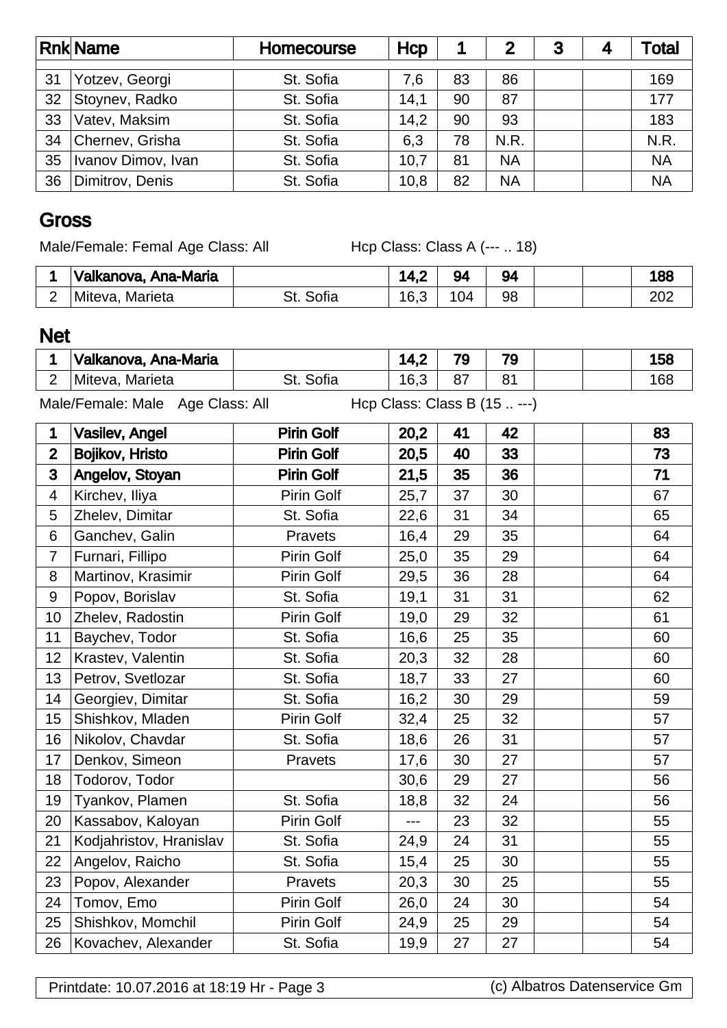| Rnk | Name | Homecourse | Hcp | 1 | 2 | 3 | 4 | Total |
|---|---|---|---|---|---|---|---|---|
| 31 | Yotzev, Georgi | St. Sofia | 7,6 | 83 | 86 | | | 169 |
| 32 | Stoynev, Radko | St. Sofia | 14,1 | 90 | 87 | | | 177 |
| 33 | Vatev, Maksim | St. Sofia | 14,2 | 90 | 93 | | | 183 |
| 34 | Chernev, Grisha | St. Sofia | 6,3 | 78 | N.R. | | | N.R. |
| 35 | Ivanov Dimov, Ivan | St. Sofia | 10,7 | 81 | NA | | | NA |
| 36 | Dimitrov, Denis | St. Sofia | 10,8 | 82 | NA | | | NA |

## Gross

Male/Female: Femal Age Class: All Hcp Class: Class A (--- .. 18)

| Rnk | Name | Homecourse | Hcp | 1 | 2 | 3 | 4 | Total |
|---|---|---|---|---|---|---|---|---|
| **1** | **Valkanova, Ana-Maria** | | **14,2** | **94** | **94** | | | **188** |
| 2 | Miteva, Marieta | St. Sofia | 16,3 | 104 | 98 | | | 202 |

## Net

| Rnk | Name | Homecourse | Hcp | 1 | 2 | 3 | 4 | Total |
|---|---|---|---|---|---|---|---|---|
| **1** | **Valkanova, Ana-Maria** | | **14,2** | **79** | **79** | | | **158** |
| 2 | Miteva, Marieta | St. Sofia | 16,3 | 87 | 81 | | | 168 |

Male/Female: Male Age Class: All Hcp Class: Class B (15 .. ---)

| Rnk | Name | Homecourse | Hcp | 1 | 2 | 3 | 4 | Total |
|---|---|---|---|---|---|---|---|---|
| **1** | **Vasilev, Angel** | **Pirin Golf** | **20,2** | **41** | **42** | | | **83** |
| **2** | **Bojikov, Hristo** | **Pirin Golf** | **20,5** | **40** | **33** | | | **73** |
| **3** | **Angelov, Stoyan** | **Pirin Golf** | **21,5** | **35** | **36** | | | **71** |
| 4 | Kirchev, Iliya | Pirin Golf | 25,7 | 37 | 30 | | | 67 |
| 5 | Zhelev, Dimitar | St. Sofia | 22,6 | 31 | 34 | | | 65 |
| 6 | Ganchev, Galin | Pravets | 16,4 | 29 | 35 | | | 64 |
| 7 | Furnari, Fillipo | Pirin Golf | 25,0 | 35 | 29 | | | 64 |
| 8 | Martinov, Krasimir | Pirin Golf | 29,5 | 36 | 28 | | | 64 |
| 9 | Popov, Borislav | St. Sofia | 19,1 | 31 | 31 | | | 62 |
| 10 | Zhelev, Radostin | Pirin Golf | 19,0 | 29 | 32 | | | 61 |
| 11 | Baychev, Todor | St. Sofia | 16,6 | 25 | 35 | | | 60 |
| 12 | Krastev, Valentin | St. Sofia | 20,3 | 32 | 28 | | | 60 |
| 13 | Petrov, Svetlozar | St. Sofia | 18,7 | 33 | 27 | | | 60 |
| 14 | Georgiev, Dimitar | St. Sofia | 16,2 | 30 | 29 | | | 59 |
| 15 | Shishkov, Mladen | Pirin Golf | 32,4 | 25 | 32 | | | 57 |
| 16 | Nikolov, Chavdar | St. Sofia | 18,6 | 26 | 31 | | | 57 |
| 17 | Denkov, Simeon | Pravets | 17,6 | 30 | 27 | | | 57 |
| 18 | Todorov, Todor | | 30,6 | 29 | 27 | | | 56 |
| 19 | Tyankov, Plamen | St. Sofia | 18,8 | 32 | 24 | | | 56 |
| 20 | Kassabov, Kaloyan | Pirin Golf | --- | 23 | 32 | | | 55 |
| 21 | Kodjahristov, Hranislav | St. Sofia | 24,9 | 24 | 31 | | | 55 |
| 22 | Angelov, Raicho | St. Sofia | 15,4 | 25 | 30 | | | 55 |
| 23 | Popov, Alexander | Pravets | 20,3 | 30 | 25 | | | 55 |
| 24 | Tomov, Emo | Pirin Golf | 26,0 | 24 | 30 | | | 54 |
| 25 | Shishkov, Momchil | Pirin Golf | 24,9 | 25 | 29 | | | 54 |
| 26 | Kovachev, Alexander | St. Sofia | 19,9 | 27 | 27 | | | 54 |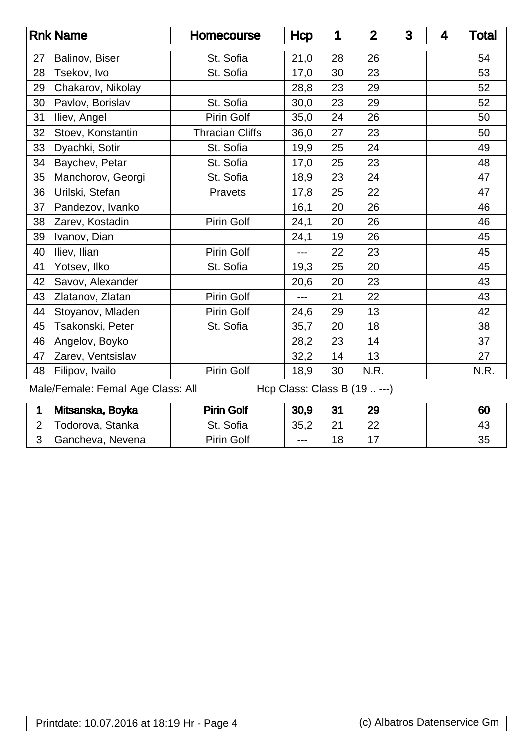| Rnk | Name | Homecourse | Hcp | 1 | 2 | 3 | 4 | Total |
|---|---|---|---|---|---|---|---|---|
| 27 | Balinov, Biser | St. Sofia | 21,0 | 28 | 26 | | | 54 |
| 28 | Tsekov, Ivo | St. Sofia | 17,0 | 30 | 23 | | | 53 |
| 29 | Chakarov, Nikolay | | 28,8 | 23 | 29 | | | 52 |
| 30 | Pavlov, Borislav | St. Sofia | 30,0 | 23 | 29 | | | 52 |
| 31 | Iliev, Angel | Pirin Golf | 35,0 | 24 | 26 | | | 50 |
| 32 | Stoev, Konstantin | Thracian Cliffs | 36,0 | 27 | 23 | | | 50 |
| 33 | Dyachki, Sotir | St. Sofia | 19,9 | 25 | 24 | | | 49 |
| 34 | Baychev, Petar | St. Sofia | 17,0 | 25 | 23 | | | 48 |
| 35 | Manchorov, Georgi | St. Sofia | 18,9 | 23 | 24 | | | 47 |
| 36 | Urilski, Stefan | Pravets | 17,8 | 25 | 22 | | | 47 |
| 37 | Pandezov, Ivanko | | 16,1 | 20 | 26 | | | 46 |
| 38 | Zarev, Kostadin | Pirin Golf | 24,1 | 20 | 26 | | | 46 |
| 39 | Ivanov, Dian | | 24,1 | 19 | 26 | | | 45 |
| 40 | Iliev, Ilian | Pirin Golf | --- | 22 | 23 | | | 45 |
| 41 | Yotsev, Ilko | St. Sofia | 19,3 | 25 | 20 | | | 45 |
| 42 | Savov, Alexander | | 20,6 | 20 | 23 | | | 43 |
| 43 | Zlatanov, Zlatan | Pirin Golf | --- | 21 | 22 | | | 43 |
| 44 | Stoyanov, Mladen | Pirin Golf | 24,6 | 29 | 13 | | | 42 |
| 45 | Tsakonski, Peter | St. Sofia | 35,7 | 20 | 18 | | | 38 |
| 46 | Angelov, Boyko | | 28,2 | 23 | 14 | | | 37 |
| 47 | Zarev, Ventsislav | | 32,2 | 14 | 13 | | | 27 |
| 48 | Filipov, Ivailo | Pirin Golf | 18,9 | 30 | N.R. | | | N.R. |

Male/Female: Femal Age Class: All Hcp Class: Class B (19 .. ---)

| Rnk | Name | Homecourse | Hcp | 1 | 2 | 3 | 4 | Total |
|---|---|---|---|---|---|---|---|---|
| **1** | **Mitsanska, Boyka** | **Pirin Golf** | **30,9** | **31** | **29** | | | **60** |
| 2 | Todorova, Stanka | St. Sofia | 35,2 | 21 | 22 | | | 43 |
| 3 | Gancheva, Nevena | Pirin Golf | --- | 18 | 17 | | | 35 |

Printdate: 10.07.2016 at 18:19 Hr - Page 4 (c) Albatros Datenservice Gm